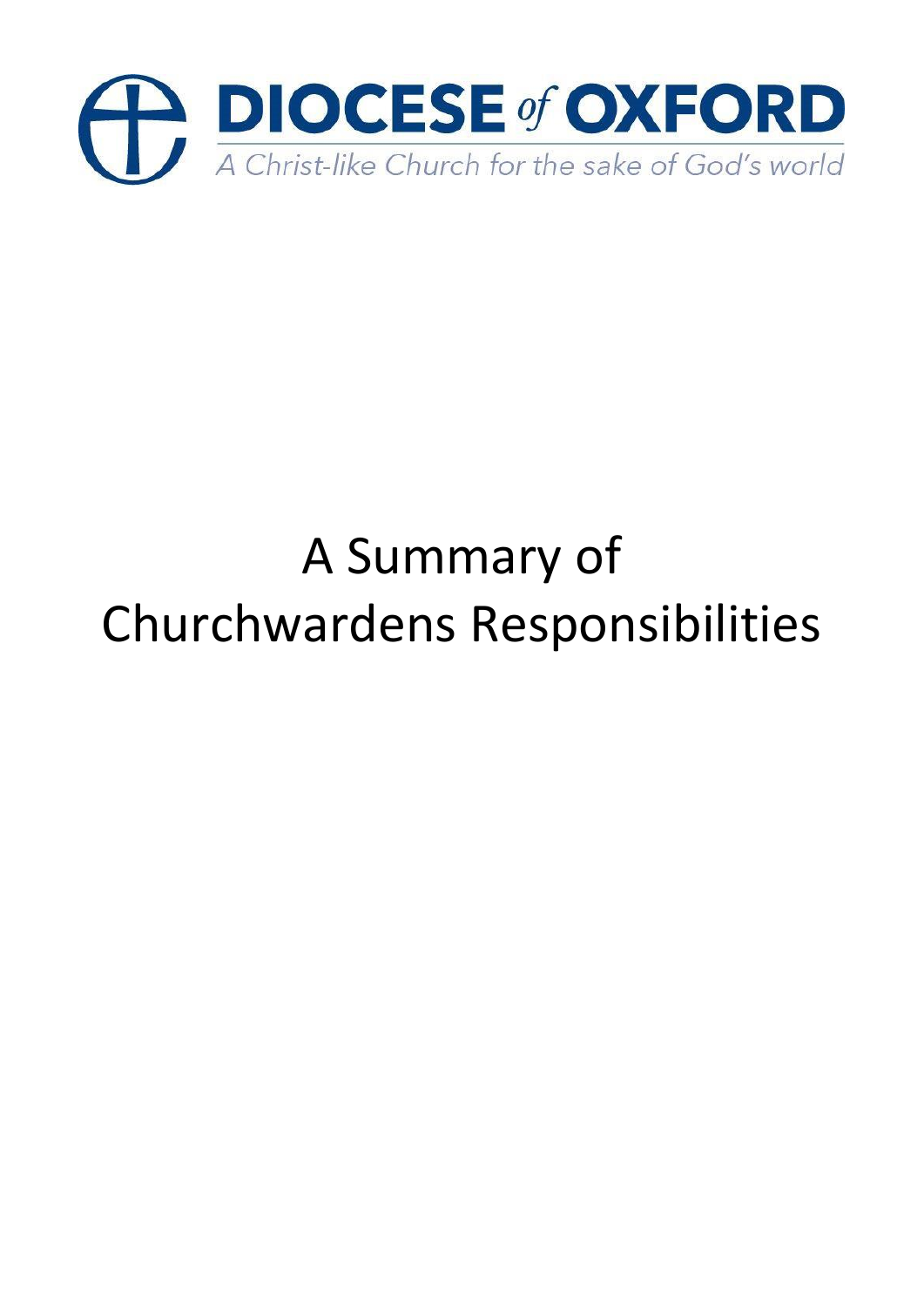DIOCESE of OXFORD

A Christ-like Church for the sake of God's world

# A Summary of Churchwardens Responsibilities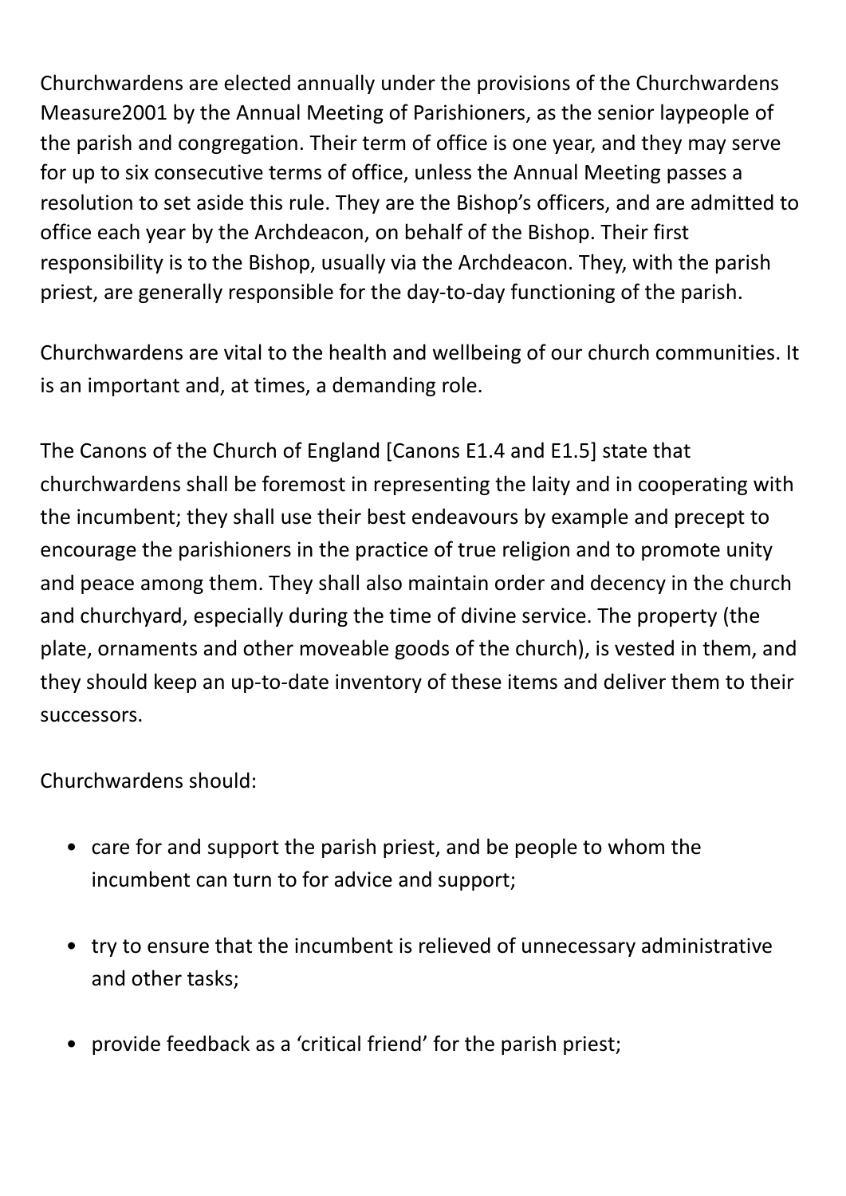Churchwardens are elected annually under the provisions of the Churchwardens Measure2001 by the Annual Meeting of Parishioners, as the senior laypeople of the parish and congregation. Their term of office is one year, and they may serve for up to six consecutive terms of office, unless the Annual Meeting passes a resolution to set aside this rule. They are the Bishop's officers, and are admitted to office each year by the Archdeacon, on behalf of the Bishop. Their first responsibility is to the Bishop, usually via the Archdeacon. They, with the parish priest, are generally responsible for the day-to-day functioning of the parish.

Churchwardens are vital to the health and wellbeing of our church communities. It is an important and, at times, a demanding role.

The Canons of the Church of England [Canons E1.4 and E1.5] state that churchwardens shall be foremost in representing the laity and in cooperating with the incumbent; they shall use their best endeavours by example and precept to encourage the parishioners in the practice of true religion and to promote unity and peace among them. They shall also maintain order and decency in the church and churchyard, especially during the time of divine service. The property (the plate, ornaments and other moveable goods of the church), is vested in them, and they should keep an up-to-date inventory of these items and deliver them to their successors.

Churchwardens should:

- care for and support the parish priest, and be people to whom the incumbent can turn to for advice and support;
- try to ensure that the incumbent is relieved of unnecessary administrative and other tasks;
- provide feedback as a 'critical friend' for the parish priest;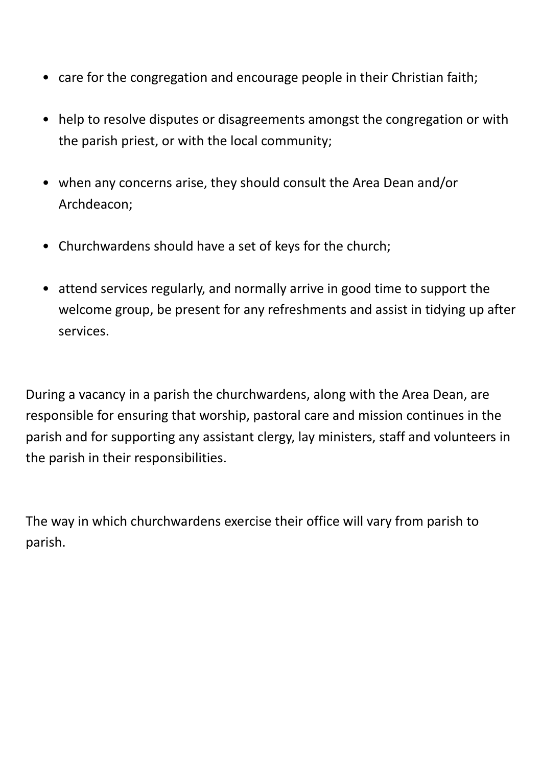- care for the congregation and encourage people in their Christian faith;
- help to resolve disputes or disagreements amongst the congregation or with the parish priest, or with the local community;
- when any concerns arise, they should consult the Area Dean and/or Archdeacon;
- Churchwardens should have a set of keys for the church;
- attend services regularly, and normally arrive in good time to support the welcome group, be present for any refreshments and assist in tidying up after services.

During a vacancy in a parish the churchwardens, along with the Area Dean, are responsible for ensuring that worship, pastoral care and mission continues in the parish and for supporting any assistant clergy, lay ministers, staff and volunteers in the parish in their responsibilities.

The way in which churchwardens exercise their office will vary from parish to parish.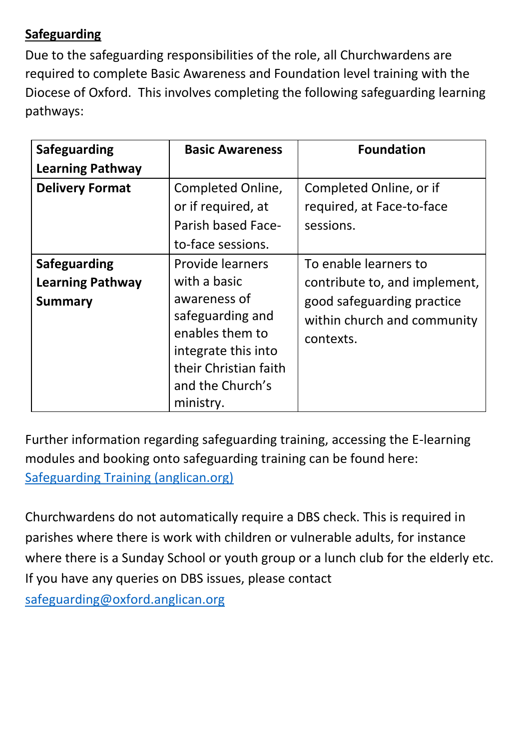**Safeguarding**

Due to the safeguarding responsibilities of the role, all Churchwardens are required to complete Basic Awareness and Foundation level training with the Diocese of Oxford. This involves completing the following safeguarding learning pathways:

| **Safeguarding Learning Pathway** | **Basic Awareness** | **Foundation** |
|---|---|---|
| **Delivery Format** | Completed Online, or if required, at Parish based Face-to-face sessions. | Completed Online, or if required, at Face-to-face sessions. |
| **Safeguarding Learning Pathway Summary** | Provide learners with a basic awareness of safeguarding and enables them to integrate this into their Christian faith and the Church's ministry. | To enable learners to contribute to, and implement, good safeguarding practice within church and community contexts. |

Further information regarding safeguarding training, accessing the E-learning modules and booking onto safeguarding training can be found here: [Safeguarding Training (anglican.org)]()

Churchwardens do not automatically require a DBS check. This is required in parishes where there is work with children or vulnerable adults, for instance where there is a Sunday School or youth group or a lunch club for the elderly etc. If you have any queries on DBS issues, please contact [safeguarding@oxford.anglican.org](mailto:safeguarding@oxford.anglican.org)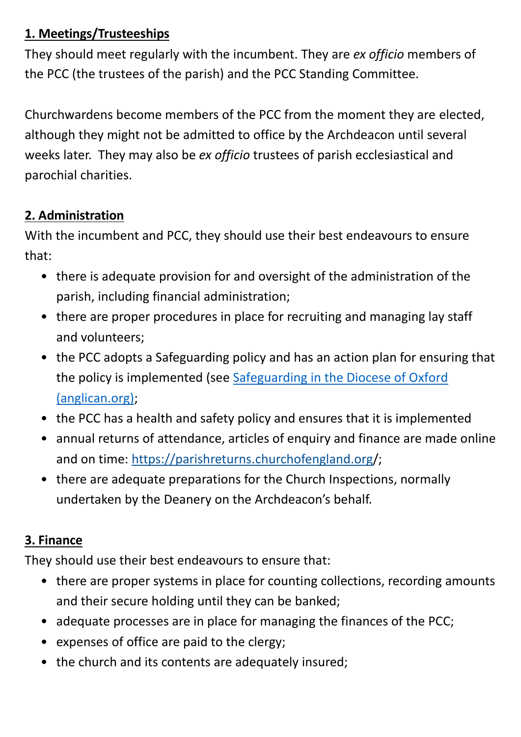**1. Meetings/Trusteeships**

They should meet regularly with the incumbent. They are *ex officio* members of the PCC (the trustees of the parish) and the PCC Standing Committee.

Churchwardens become members of the PCC from the moment they are elected, although they might not be admitted to office by the Archdeacon until several weeks later. They may also be *ex officio* trustees of parish ecclesiastical and parochial charities.

**2. Administration**

With the incumbent and PCC, they should use their best endeavours to ensure that:

- there is adequate provision for and oversight of the administration of the parish, including financial administration;
- there are proper procedures in place for recruiting and managing lay staff and volunteers;
- the PCC adopts a Safeguarding policy and has an action plan for ensuring that the policy is implemented (see [Safeguarding in the Diocese of Oxford (anglican.org)](#);
- the PCC has a health and safety policy and ensures that it is implemented
- annual returns of attendance, articles of enquiry and finance are made online and on time: [https://parishreturns.churchofengland.org](https://parishreturns.churchofengland.org)/;
- there are adequate preparations for the Church Inspections, normally undertaken by the Deanery on the Archdeacon's behalf.

**3. Finance**

They should use their best endeavours to ensure that:

- there are proper systems in place for counting collections, recording amounts and their secure holding until they can be banked;
- adequate processes are in place for managing the finances of the PCC;
- expenses of office are paid to the clergy;
- the church and its contents are adequately insured;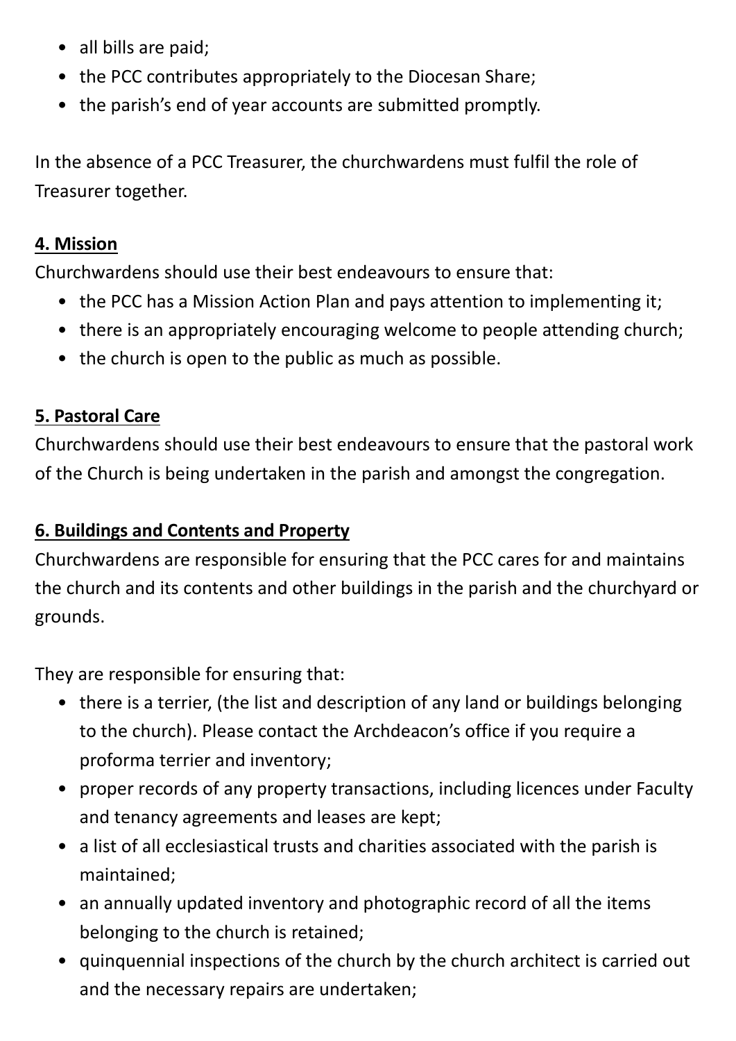- all bills are paid;
- the PCC contributes appropriately to the Diocesan Share;
- the parish's end of year accounts are submitted promptly.

In the absence of a PCC Treasurer, the churchwardens must fulfil the role of Treasurer together.

## 4. Mission

Churchwardens should use their best endeavours to ensure that:

- the PCC has a Mission Action Plan and pays attention to implementing it;
- there is an appropriately encouraging welcome to people attending church;
- the church is open to the public as much as possible.

## 5. Pastoral Care

Churchwardens should use their best endeavours to ensure that the pastoral work of the Church is being undertaken in the parish and amongst the congregation.

## 6. Buildings and Contents and Property

Churchwardens are responsible for ensuring that the PCC cares for and maintains the church and its contents and other buildings in the parish and the churchyard or grounds.

They are responsible for ensuring that:

- there is a terrier, (the list and description of any land or buildings belonging to the church). Please contact the Archdeacon's office if you require a proforma terrier and inventory;
- proper records of any property transactions, including licences under Faculty and tenancy agreements and leases are kept;
- a list of all ecclesiastical trusts and charities associated with the parish is maintained;
- an annually updated inventory and photographic record of all the items belonging to the church is retained;
- quinquennial inspections of the church by the church architect is carried out and the necessary repairs are undertaken;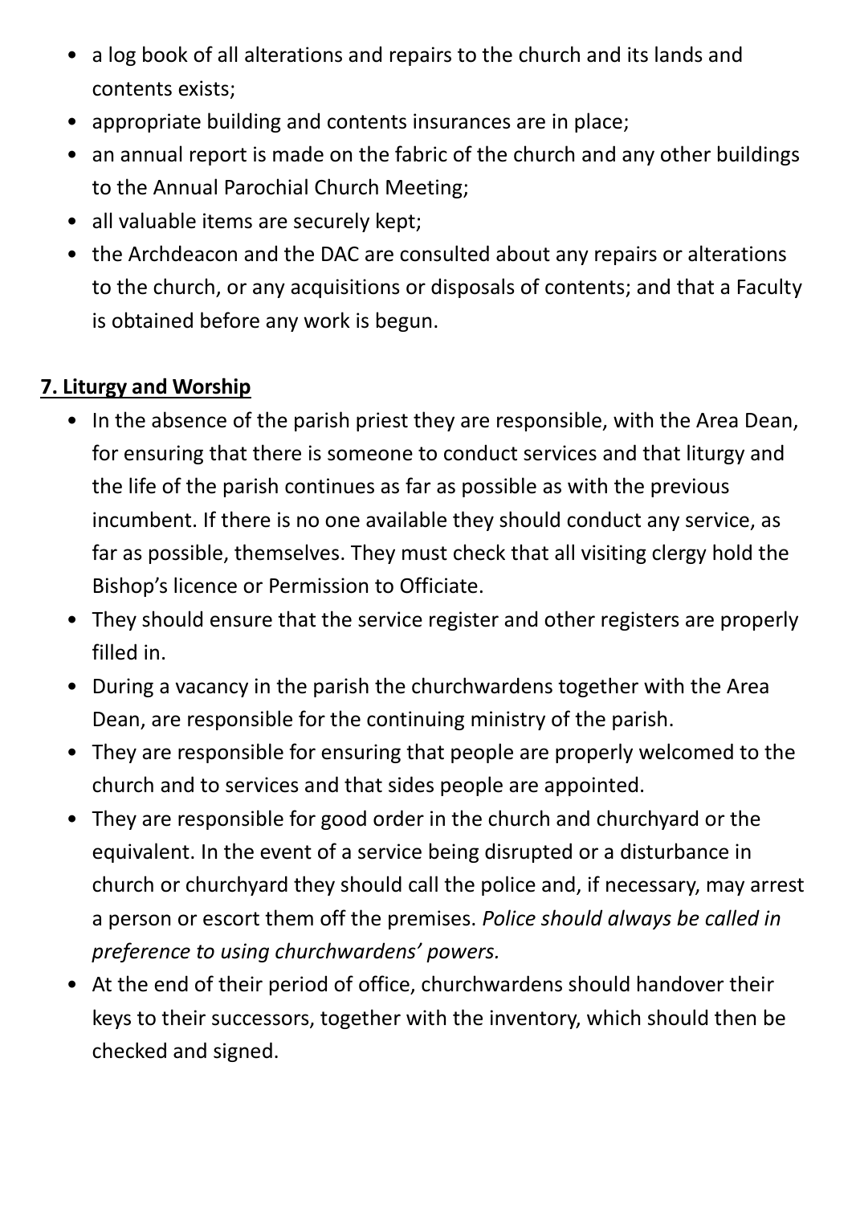- a log book of all alterations and repairs to the church and its lands and contents exists;
- appropriate building and contents insurances are in place;
- an annual report is made on the fabric of the church and any other buildings to the Annual Parochial Church Meeting;
- all valuable items are securely kept;
- the Archdeacon and the DAC are consulted about any repairs or alterations to the church, or any acquisitions or disposals of contents; and that a Faculty is obtained before any work is begun.

## 7. Liturgy and Worship

- In the absence of the parish priest they are responsible, with the Area Dean, for ensuring that there is someone to conduct services and that liturgy and the life of the parish continues as far as possible as with the previous incumbent. If there is no one available they should conduct any service, as far as possible, themselves. They must check that all visiting clergy hold the Bishop's licence or Permission to Officiate.
- They should ensure that the service register and other registers are properly filled in.
- During a vacancy in the parish the churchwardens together with the Area Dean, are responsible for the continuing ministry of the parish.
- They are responsible for ensuring that people are properly welcomed to the church and to services and that sides people are appointed.
- They are responsible for good order in the church and churchyard or the equivalent. In the event of a service being disrupted or a disturbance in church or churchyard they should call the police and, if necessary, may arrest a person or escort them off the premises. *Police should always be called in preference to using churchwardens' powers.*
- At the end of their period of office, churchwardens should handover their keys to their successors, together with the inventory, which should then be checked and signed.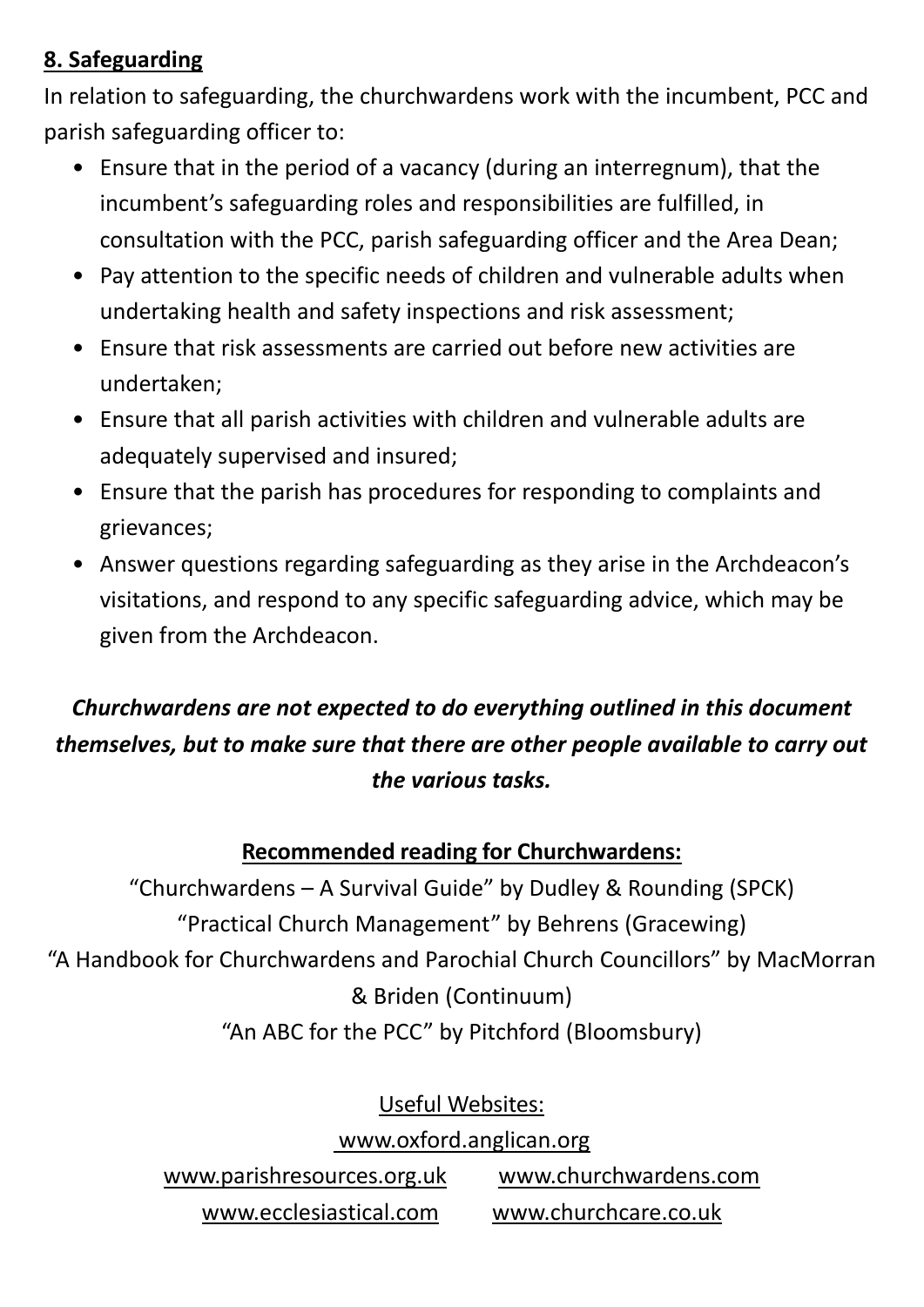## 8. Safeguarding

In relation to safeguarding, the churchwardens work with the incumbent, PCC and parish safeguarding officer to:

- Ensure that in the period of a vacancy (during an interregnum), that the incumbent's safeguarding roles and responsibilities are fulfilled, in consultation with the PCC, parish safeguarding officer and the Area Dean;
- Pay attention to the specific needs of children and vulnerable adults when undertaking health and safety inspections and risk assessment;
- Ensure that risk assessments are carried out before new activities are undertaken;
- Ensure that all parish activities with children and vulnerable adults are adequately supervised and insured;
- Ensure that the parish has procedures for responding to complaints and grievances;
- Answer questions regarding safeguarding as they arise in the Archdeacon's visitations, and respond to any specific safeguarding advice, which may be given from the Archdeacon.

***Churchwardens are not expected to do everything outlined in this document themselves, but to make sure that there are other people available to carry out the various tasks.***

**Recommended reading for Churchwardens:**

"Churchwardens – A Survival Guide" by Dudley & Rounding (SPCK)

"Practical Church Management" by Behrens (Gracewing)

"A Handbook for Churchwardens and Parochial Church Councillors" by MacMorran & Briden (Continuum)

"An ABC for the PCC" by Pitchford (Bloomsbury)

Useful Websites:

www.oxford.anglican.org

www.parishresources.org.uk www.churchwardens.com

www.ecclesiastical.com www.churchcare.co.uk